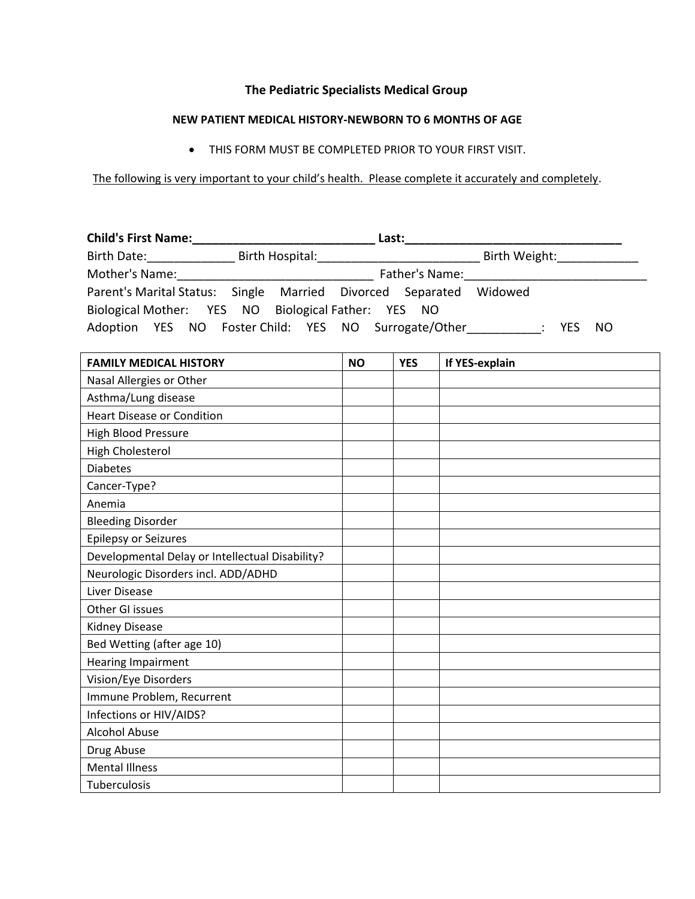## The Pediatric Specialists Medical Group

### NEW PATIENT MEDICAL HISTORY-NEWBORN TO 6 MONTHS OF AGE

- THIS FORM MUST BE COMPLETED PRIOR TO YOUR FIRST VISIT.

<u>The following is very important to your child's health. Please complete it accurately and completely</u>.

**Child's First Name:\_\_\_\_\_\_\_\_\_\_\_\_\_\_\_\_\_\_\_\_\_\_\_\_\_\_\_\_ Last:\_\_\_\_\_\_\_\_\_\_\_\_\_\_\_\_\_\_\_\_\_\_\_\_\_\_\_\_\_\_\_\_\_**

Birth Date:\_\_\_\_\_\_\_\_\_\_\_\_\_ Birth Hospital:\_\_\_\_\_\_\_\_\_\_\_\_\_\_\_\_\_\_\_\_\_\_\_\_\_ Birth Weight:\_\_\_\_\_\_\_\_\_\_\_\_

Mother's Name:\_\_\_\_\_\_\_\_\_\_\_\_\_\_\_\_\_\_\_\_\_\_\_\_\_\_\_\_\_\_ Father's Name:\_\_\_\_\_\_\_\_\_\_\_\_\_\_\_\_\_\_\_\_\_\_\_\_\_\_\_\_

Parent's Marital Status: Single Married Divorced Separated Widowed

Biological Mother: YES NO Biological Father: YES NO

Adoption YES NO Foster Child: YES NO Surrogate/Other\_\_\_\_\_\_\_\_\_\_\_: YES NO

| FAMILY MEDICAL HISTORY | NO | YES | If YES-explain |
|---|---|---|---|
| Nasal Allergies or Other | | | |
| Asthma/Lung disease | | | |
| Heart Disease or Condition | | | |
| High Blood Pressure | | | |
| High Cholesterol | | | |
| Diabetes | | | |
| Cancer-Type? | | | |
| Anemia | | | |
| Bleeding Disorder | | | |
| Epilepsy or Seizures | | | |
| Developmental Delay or Intellectual Disability? | | | |
| Neurologic Disorders incl. ADD/ADHD | | | |
| Liver Disease | | | |
| Other GI issues | | | |
| Kidney Disease | | | |
| Bed Wetting (after age 10) | | | |
| Hearing Impairment | | | |
| Vision/Eye Disorders | | | |
| Immune Problem, Recurrent | | | |
| Infections or HIV/AIDS? | | | |
| Alcohol Abuse | | | |
| Drug Abuse | | | |
| Mental Illness | | | |
| Tuberculosis | | | |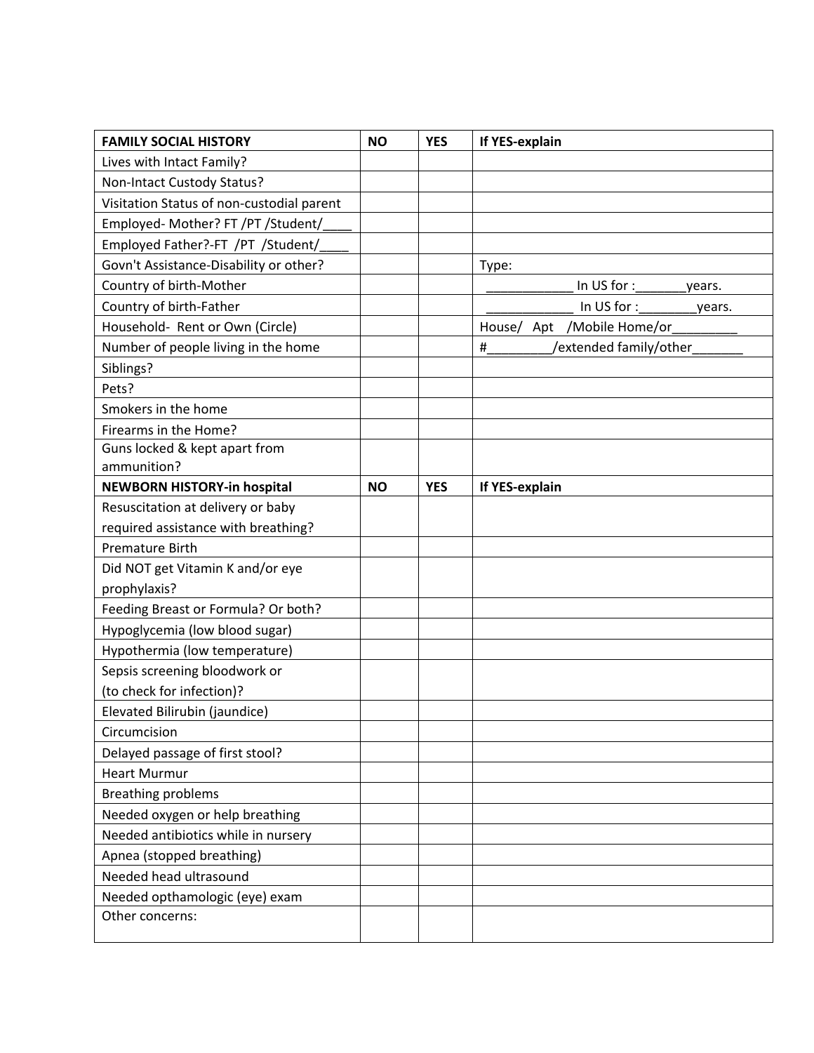| **FAMILY SOCIAL HISTORY** | **NO** | **YES** | **If YES-explain** |
| --- | --- | --- | --- |
| Lives with Intact Family? | | | |
| Non-Intact Custody Status? | | | |
| Visitation Status of non-custodial parent | | | |
| Employed- Mother? FT /PT /Student/____ | | | |
| Employed Father?-FT /PT /Student/____ | | | |
| Govn't Assistance-Disability or other? | | | Type: |
| Country of birth-Mother | | | ____________ In US for :_______years. |
| Country of birth-Father | | | ____________ In US for :________years. |
| Household- Rent or Own (Circle) | | | House/ Apt /Mobile Home/or_________ |
| Number of people living in the home | | | #_________/extended family/other_______ |
| Siblings? | | | |
| Pets? | | | |
| Smokers in the home | | | |
| Firearms in the Home? | | | |
| Guns locked & kept apart from ammunition? | | | |
| **NEWBORN HISTORY-in hospital** | **NO** | **YES** | **If YES-explain** |
| Resuscitation at delivery or baby required assistance with breathing? | | | |
| Premature Birth | | | |
| Did NOT get Vitamin K and/or eye prophylaxis? | | | |
| Feeding Breast or Formula? Or both? | | | |
| Hypoglycemia (low blood sugar) | | | |
| Hypothermia (low temperature) | | | |
| Sepsis screening bloodwork or (to check for infection)? | | | |
| Elevated Bilirubin (jaundice) | | | |
| Circumcision | | | |
| Delayed passage of first stool? | | | |
| Heart Murmur | | | |
| Breathing problems | | | |
| Needed oxygen or help breathing | | | |
| Needed antibiotics while in nursery | | | |
| Apnea (stopped breathing) | | | |
| Needed head ultrasound | | | |
| Needed opthamologic (eye) exam | | | |
| Other concerns: | | | |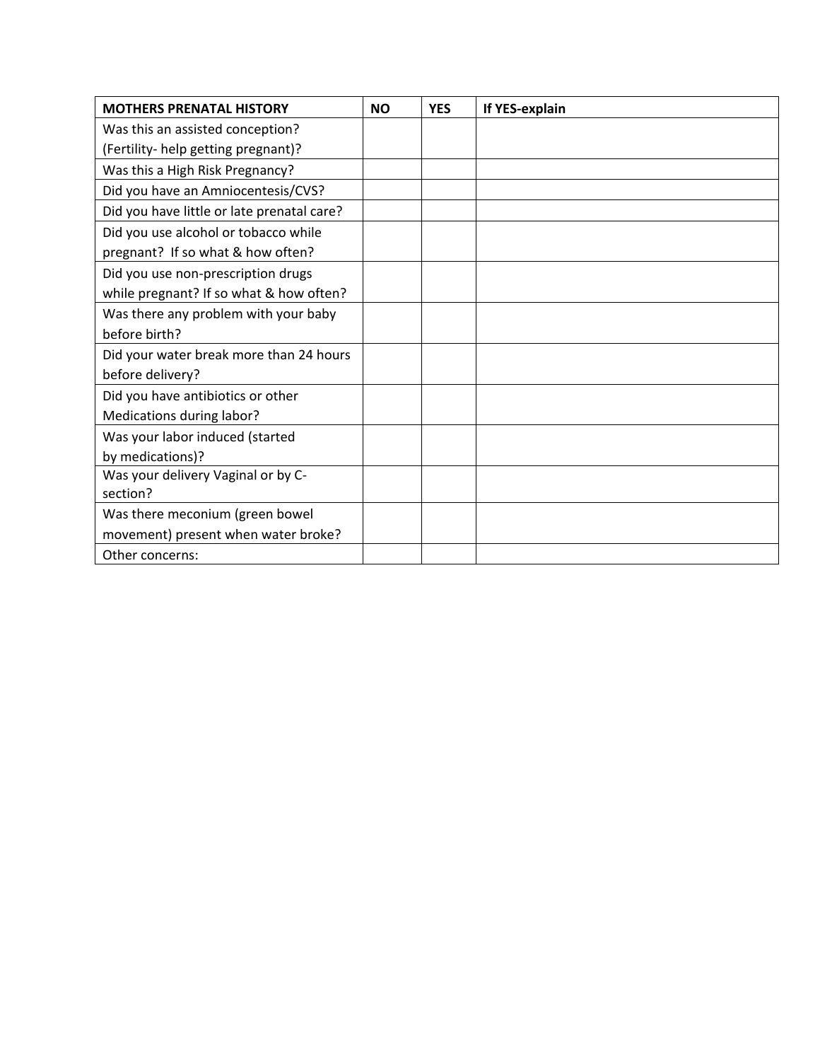| MOTHERS PRENATAL HISTORY | NO | YES | If YES-explain |
|---|---|---|---|
| Was this an assisted conception? (Fertility- help getting pregnant)? | | | |
| Was this a High Risk Pregnancy? | | | |
| Did you have an Amniocentesis/CVS? | | | |
| Did you have little or late prenatal care? | | | |
| Did you use alcohol or tobacco while pregnant? If so what & how often? | | | |
| Did you use non-prescription drugs while pregnant? If so what & how often? | | | |
| Was there any problem with your baby before birth? | | | |
| Did your water break more than 24 hours before delivery? | | | |
| Did you have antibiotics or other Medications during labor? | | | |
| Was your labor induced (started by medications)? | | | |
| Was your delivery Vaginal or by C-section? | | | |
| Was there meconium (green bowel movement) present when water broke? | | | |
| Other concerns: | | | |